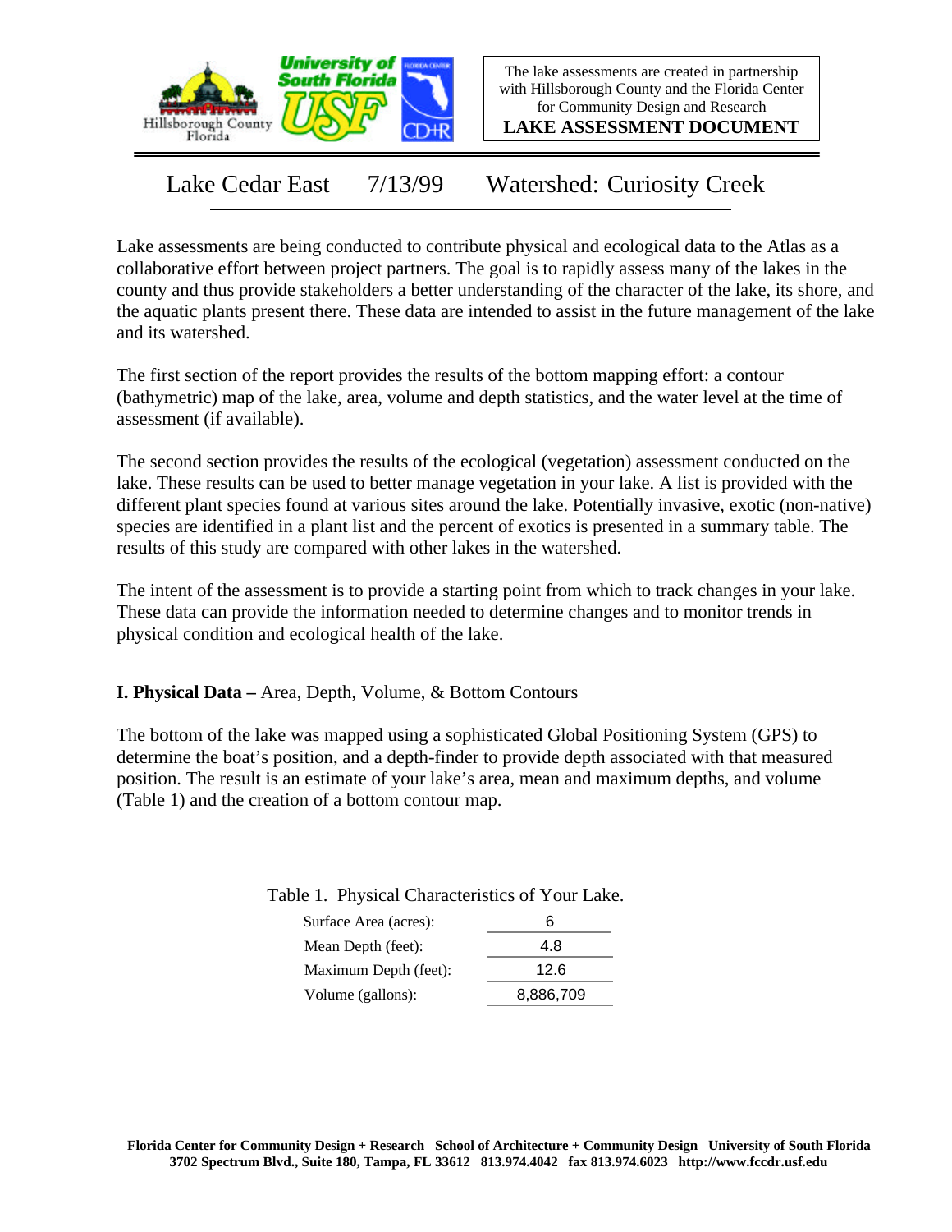The lake assessments are created in partnership with Hillsborough County and the Florida Center for Community Design and Research

**LAKE ASSESSMENT DOCUMENT**

# Lake Cedar East 7/13/99 Watershed: Curiosity Creek

Lake assessments are being conducted to contribute physical and ecological data to the Atlas as a collaborative effort between project partners. The goal is to rapidly assess many of the lakes in the county and thus provide stakeholders a better understanding of the character of the lake, its shore, and the aquatic plants present there. These data are intended to assist in the future management of the lake and its watershed.

The first section of the report provides the results of the bottom mapping effort: a contour (bathymetric) map of the lake, area, volume and depth statistics, and the water level at the time of assessment (if available).

The second section provides the results of the ecological (vegetation) assessment conducted on the lake. These results can be used to better manage vegetation in your lake. A list is provided with the different plant species found at various sites around the lake. Potentially invasive, exotic (non-native) species are identified in a plant list and the percent of exotics is presented in a summary table. The results of this study are compared with other lakes in the watershed.

The intent of the assessment is to provide a starting point from which to track changes in your lake. These data can provide the information needed to determine changes and to monitor trends in physical condition and ecological health of the lake.

## **I. Physical Data –** Area, Depth, Volume, & Bottom Contours

The bottom of the lake was mapped using a sophisticated Global Positioning System (GPS) to determine the boat's position, and a depth-finder to provide depth associated with that measured position. The result is an estimate of your lake's area, mean and maximum depths, and volume (Table 1) and the creation of a bottom contour map.

Table 1. Physical Characteristics of Your Lake.

| | |
|---|---|
| Surface Area (acres): | 6 |
| Mean Depth (feet): | 4.8 |
| Maximum Depth (feet): | 12.6 |
| Volume (gallons): | 8,886,709 |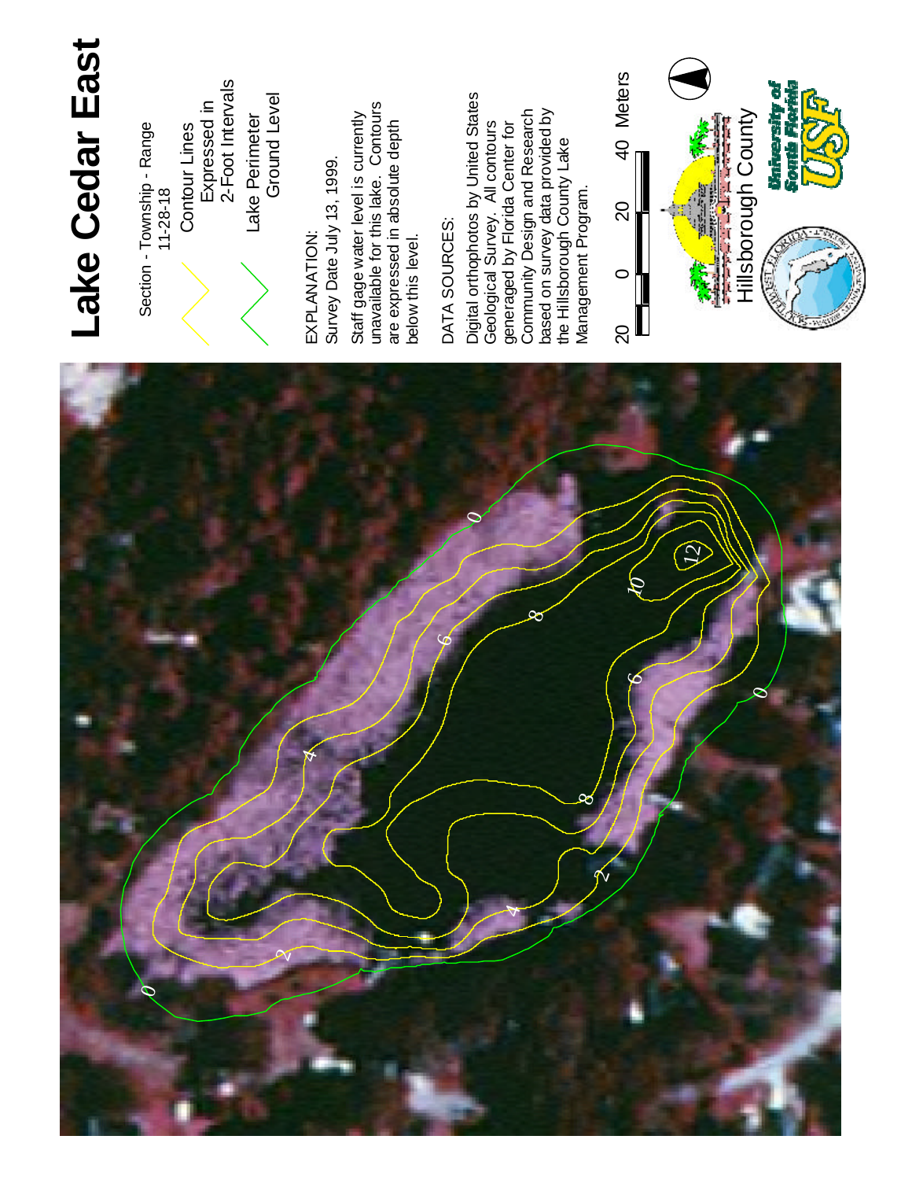# Lake Cedar East

Section - Township - Range
11-28-18

Contour Lines Expressed in 2-Foot Intervals

Lake Perimeter Ground Level

EXPLANATION:
Survey Date July 13, 1999.

Staff gage water level is currently unavailable for this lake. Contours are expressed in absolute depth below this level.

DATA SOURCES:

Digital orthophotos by United States Geological Survey. All contours generaged by Florida Center for Community Design and Research based on survey data provided by the Hillsborough County Lake Management Program.

20 0 20 40 Meters

Hillsborough County

University of South Florida USF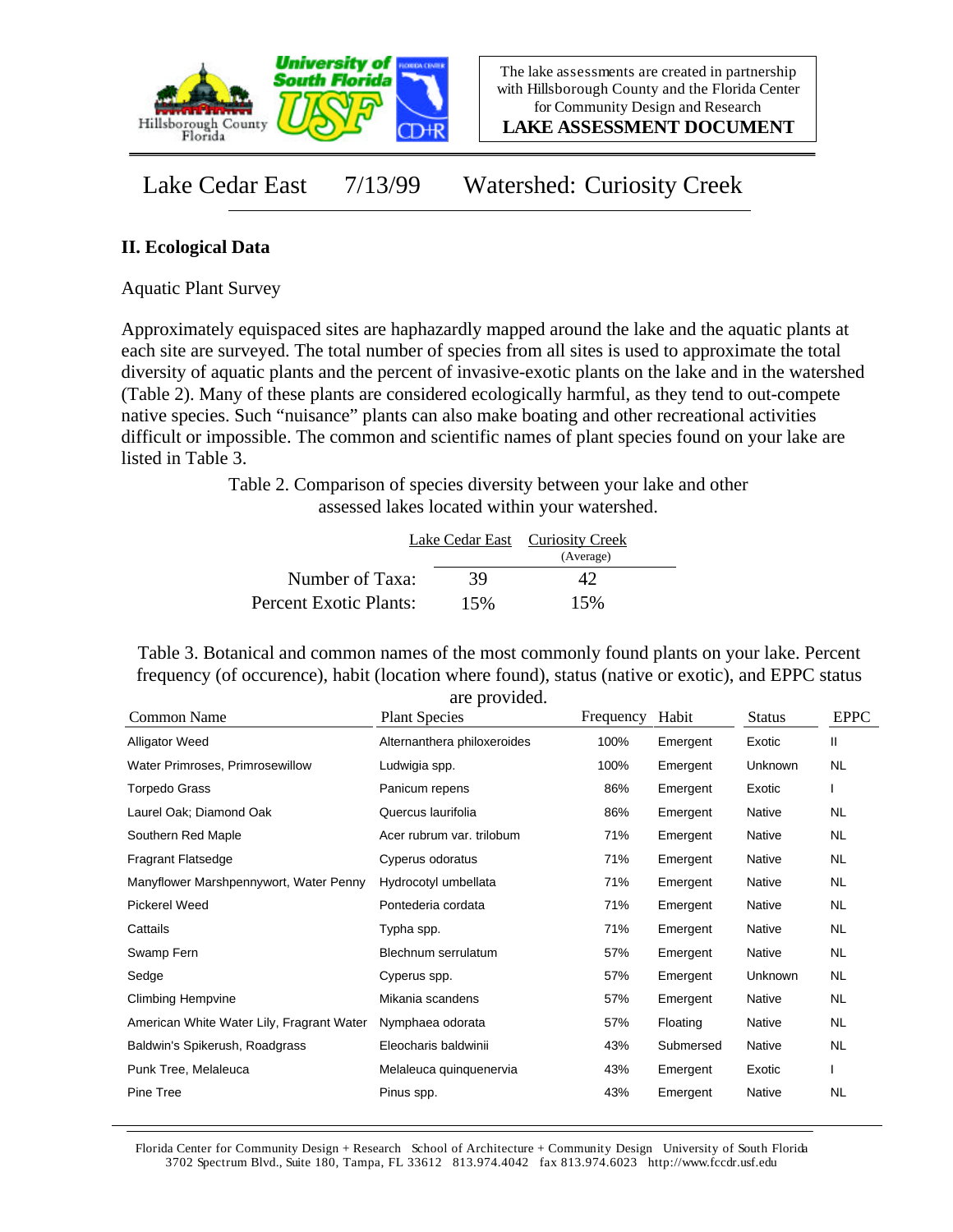The lake assessments are created in partnership with Hillsborough County and the Florida Center for Community Design and Research

**LAKE ASSESSMENT DOCUMENT**

# Lake Cedar East 7/13/99 Watershed: Curiosity Creek

## II. Ecological Data

Aquatic Plant Survey

Approximately equispaced sites are haphazardly mapped around the lake and the aquatic plants at each site are surveyed. The total number of species from all sites is used to approximate the total diversity of aquatic plants and the percent of invasive-exotic plants on the lake and in the watershed (Table 2). Many of these plants are considered ecologically harmful, as they tend to out-compete native species. Such "nuisance" plants can also make boating and other recreational activities difficult or impossible. The common and scientific names of plant species found on your lake are listed in Table 3.

Table 2. Comparison of species diversity between your lake and other assessed lakes located within your watershed.

| | Lake Cedar East | Curiosity Creek (Average) |
|---|---|---|
| Number of Taxa: | 39 | 42 |
| Percent Exotic Plants: | 15% | 15% |

Table 3. Botanical and common names of the most commonly found plants on your lake. Percent frequency (of occurence), habit (location where found), status (native or exotic), and EPPC status are provided.

| Common Name | Plant Species | Frequency | Habit | Status | EPPC |
|---|---|---|---|---|---|
| Alligator Weed | Alternanthera philoxeroides | 100% | Emergent | Exotic | II |
| Water Primroses, Primrosewillow | Ludwigia spp. | 100% | Emergent | Unknown | NL |
| Torpedo Grass | Panicum repens | 86% | Emergent | Exotic | I |
| Laurel Oak; Diamond Oak | Quercus laurifolia | 86% | Emergent | Native | NL |
| Southern Red Maple | Acer rubrum var. trilobum | 71% | Emergent | Native | NL |
| Fragrant Flatsedge | Cyperus odoratus | 71% | Emergent | Native | NL |
| Manyflower Marshpennywort, Water Penny | Hydrocotyl umbellata | 71% | Emergent | Native | NL |
| Pickerel Weed | Pontederia cordata | 71% | Emergent | Native | NL |
| Cattails | Typha spp. | 71% | Emergent | Native | NL |
| Swamp Fern | Blechnum serrulatum | 57% | Emergent | Native | NL |
| Sedge | Cyperus spp. | 57% | Emergent | Unknown | NL |
| Climbing Hempvine | Mikania scandens | 57% | Emergent | Native | NL |
| American White Water Lily, Fragrant Water | Nymphaea odorata | 57% | Floating | Native | NL |
| Baldwin's Spikerush, Roadgrass | Eleocharis baldwinii | 43% | Submersed | Native | NL |
| Punk Tree, Melaleuca | Melaleuca quinquenervia | 43% | Emergent | Exotic | I |
| Pine Tree | Pinus spp. | 43% | Emergent | Native | NL |

Florida Center for Community Design + Research School of Architecture + Community Design University of South Florida 3702 Spectrum Blvd., Suite 180, Tampa, FL 33612 813.974.4042 fax 813.974.6023 http://www.fccdr.usf.edu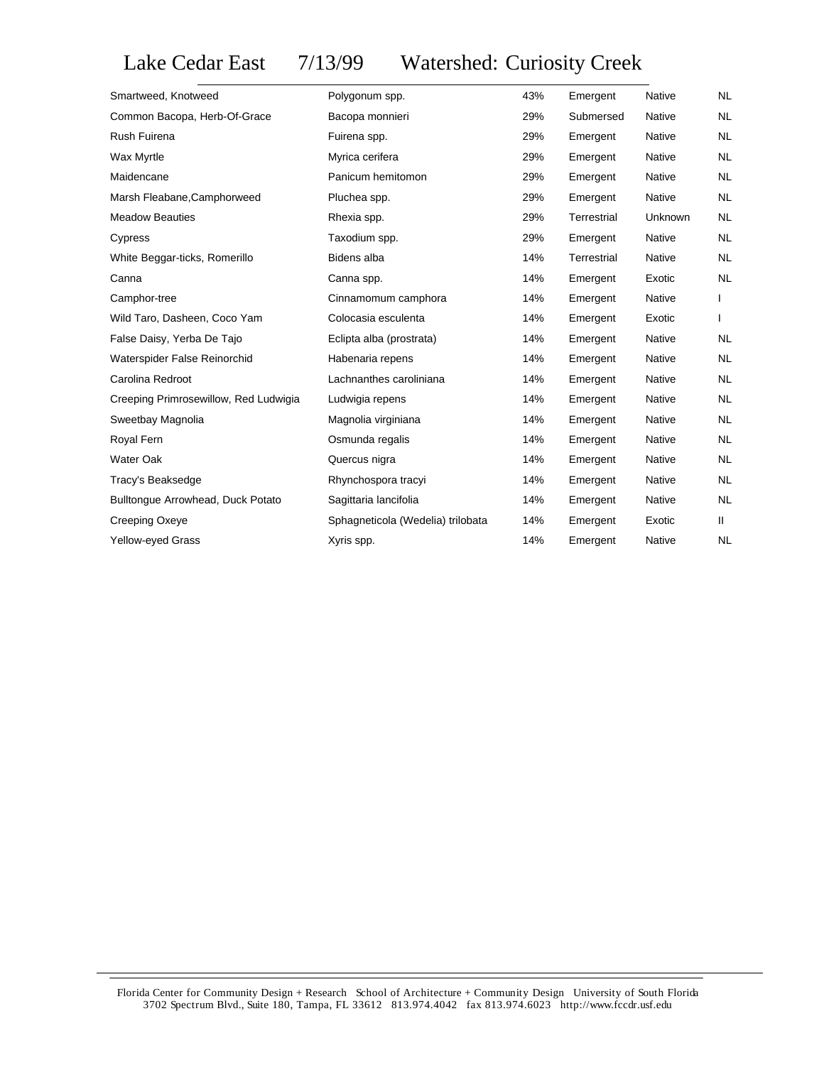# Lake Cedar East 7/13/99 Watershed: Curiosity Creek

| | | | | | |
|---|---|---|---|---|---|
| Smartweed, Knotweed | Polygonum spp. | 43% | Emergent | Native | NL |
| Common Bacopa, Herb-Of-Grace | Bacopa monnieri | 29% | Submersed | Native | NL |
| Rush Fuirena | Fuirena spp. | 29% | Emergent | Native | NL |
| Wax Myrtle | Myrica cerifera | 29% | Emergent | Native | NL |
| Maidencane | Panicum hemitomon | 29% | Emergent | Native | NL |
| Marsh Fleabane,Camphorweed | Pluchea spp. | 29% | Emergent | Native | NL |
| Meadow Beauties | Rhexia spp. | 29% | Terrestrial | Unknown | NL |
| Cypress | Taxodium spp. | 29% | Emergent | Native | NL |
| White Beggar-ticks, Romerillo | Bidens alba | 14% | Terrestrial | Native | NL |
| Canna | Canna spp. | 14% | Emergent | Exotic | NL |
| Camphor-tree | Cinnamomum camphora | 14% | Emergent | Native | I |
| Wild Taro, Dasheen, Coco Yam | Colocasia esculenta | 14% | Emergent | Exotic | I |
| False Daisy, Yerba De Tajo | Eclipta alba (prostrata) | 14% | Emergent | Native | NL |
| Waterspider False Reinorchid | Habenaria repens | 14% | Emergent | Native | NL |
| Carolina Redroot | Lachnanthes caroliniana | 14% | Emergent | Native | NL |
| Creeping Primrosewillow, Red Ludwigia | Ludwigia repens | 14% | Emergent | Native | NL |
| Sweetbay Magnolia | Magnolia virginiana | 14% | Emergent | Native | NL |
| Royal Fern | Osmunda regalis | 14% | Emergent | Native | NL |
| Water Oak | Quercus nigra | 14% | Emergent | Native | NL |
| Tracy's Beaksedge | Rhynchospora tracyi | 14% | Emergent | Native | NL |
| Bulltongue Arrowhead, Duck Potato | Sagittaria lancifolia | 14% | Emergent | Native | NL |
| Creeping Oxeye | Sphagneticola (Wedelia) trilobata | 14% | Emergent | Exotic | II |
| Yellow-eyed Grass | Xyris spp. | 14% | Emergent | Native | NL |

Florida Center for Community Design + Research School of Architecture + Community Design University of South Florida
3702 Spectrum Blvd., Suite 180, Tampa, FL 33612 813.974.4042 fax 813.974.6023 http://www.fccdr.usf.edu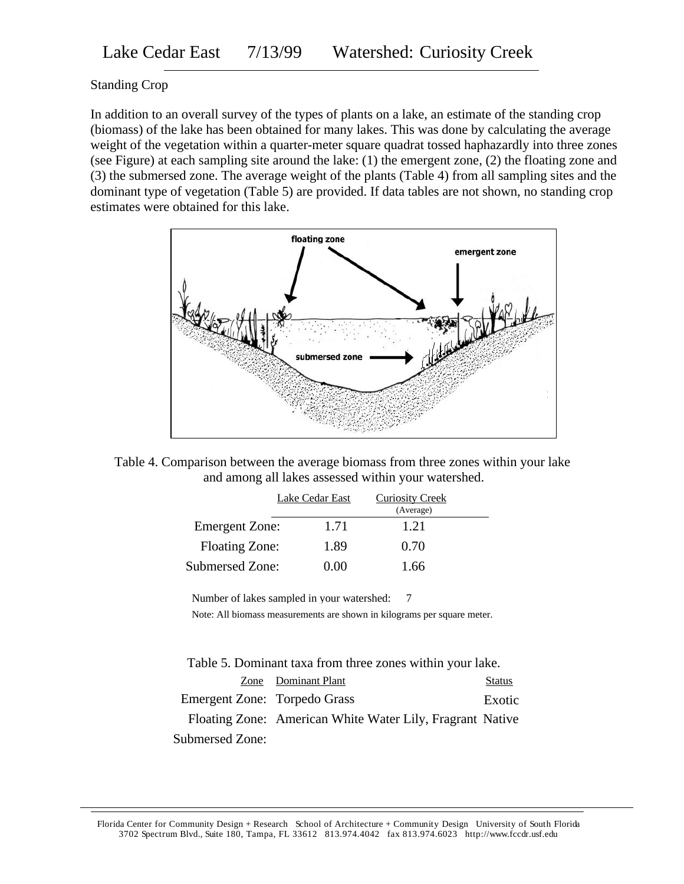Lake Cedar East 7/13/99 Watershed: Curiosity Creek

Standing Crop

In addition to an overall survey of the types of plants on a lake, an estimate of the standing crop (biomass) of the lake has been obtained for many lakes. This was done by calculating the average weight of the vegetation within a quarter-meter square quadrat tossed haphazardly into three zones (see Figure) at each sampling site around the lake: (1) the emergent zone, (2) the floating zone and (3) the submersed zone. The average weight of the plants (Table 4) from all sampling sites and the dominant type of vegetation (Table 5) are provided. If data tables are not shown, no standing crop estimates were obtained for this lake.

floating zone

emergent zone

submersed zone

Table 4. Comparison between the average biomass from three zones within your lake and among all lakes assessed within your watershed.

| | Lake Cedar East | Curiosity Creek (Average) |
|---|---|---|
| Emergent Zone: | 1.71 | 1.21 |
| Floating Zone: | 1.89 | 0.70 |
| Submersed Zone: | 0.00 | 1.66 |

Number of lakes sampled in your watershed: 7

Note: All biomass measurements are shown in kilograms per square meter.

Table 5. Dominant taxa from three zones within your lake.

| Zone | Dominant Plant | Status |
|---|---|---|
| Emergent Zone: | Torpedo Grass | Exotic |
| Floating Zone: | American White Water Lily, Fragrant | Native |
| Submersed Zone: | | |

Florida Center for Community Design + Research School of Architecture + Community Design University of South Florida
3702 Spectrum Blvd., Suite 180, Tampa, FL 33612 813.974.4042 fax 813.974.6023 http://www.fccdr.usf.edu